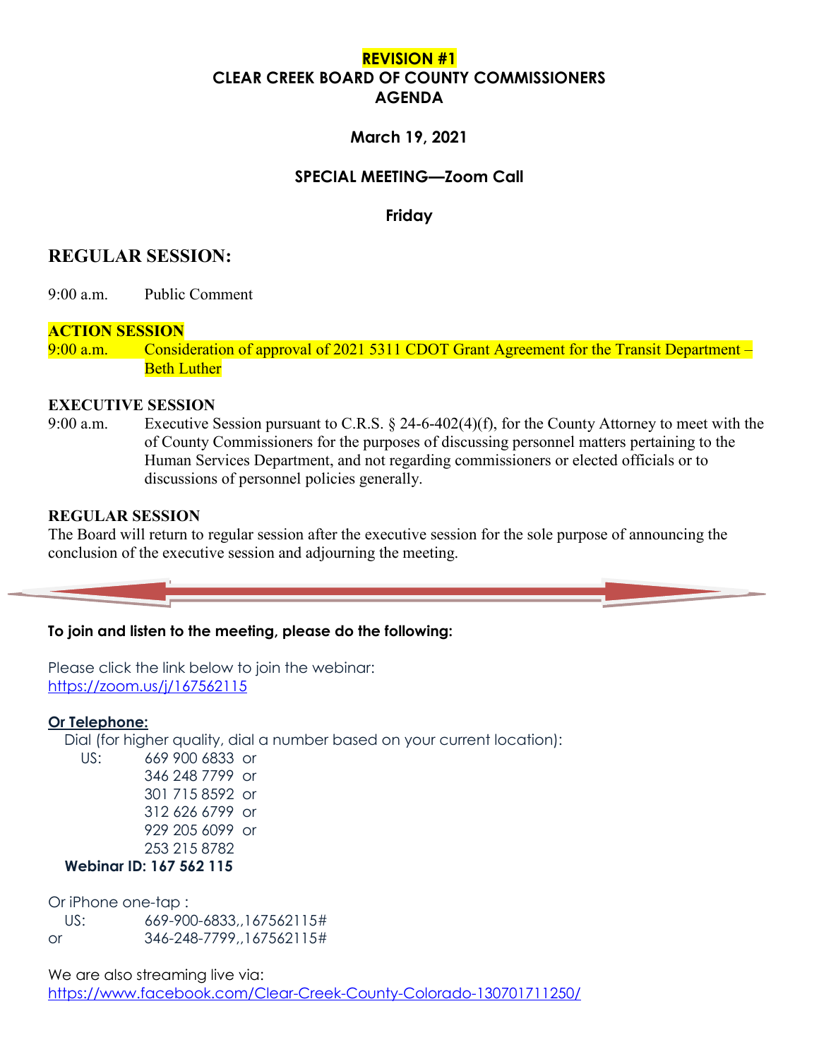**REVISION #1**

# CLEAR CREEK BOARD OF COUNTY COMMISSIONERS AGENDA

### March 19, 2021

### SPECIAL MEETING—Zoom Call

### Friday

## REGULAR SESSION:

9:00 a.m. Public Comment

**ACTION SESSION**

9:00 a.m. Consideration of approval of 2021 5311 CDOT Grant Agreement for the Transit Department – Beth Luther

**EXECUTIVE SESSION**

9:00 a.m. Executive Session pursuant to C.R.S. § 24-6-402(4)(f), for the County Attorney to meet with the of County Commissioners for the purposes of discussing personnel matters pertaining to the Human Services Department, and not regarding commissioners or elected officials or to discussions of personnel policies generally.

**REGULAR SESSION**

The Board will return to regular session after the executive session for the sole purpose of announcing the conclusion of the executive session and adjourning the meeting.

---

**To join and listen to the meeting, please do the following:**

Please click the link below to join the webinar:
https://zoom.us/j/167562115

**Or Telephone:**

Dial (for higher quality, dial a number based on your current location):

US: 669 900 6833 or
346 248 7799 or
301 715 8592 or
312 626 6799 or
929 205 6099 or
253 215 8782

**Webinar ID: 167 562 115**

Or iPhone one-tap :

US: 669-900-6833,,167562115#
or 346-248-7799,,167562115#

We are also streaming live via:
https://www.facebook.com/Clear-Creek-County-Colorado-130701711250/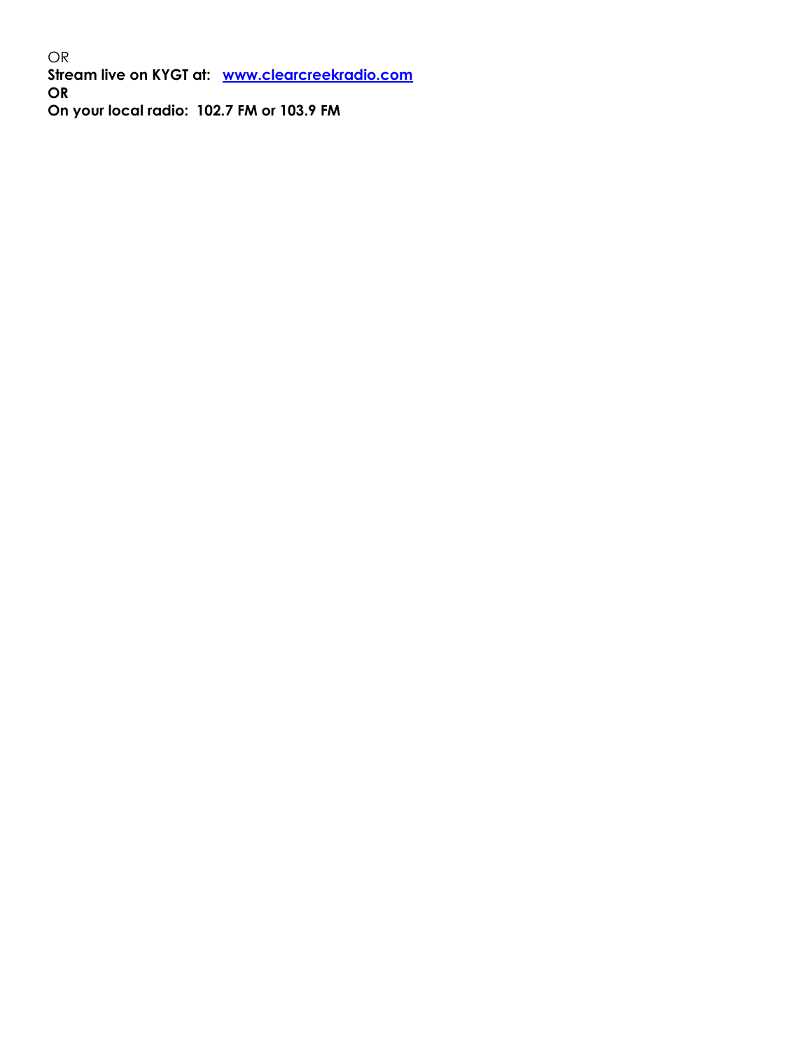OR

**Stream live on KYGT at: [www.clearcreekradio.com](http://www.clearcreekradio.com)**

**OR**

**On your local radio: 102.7 FM or 103.9 FM**